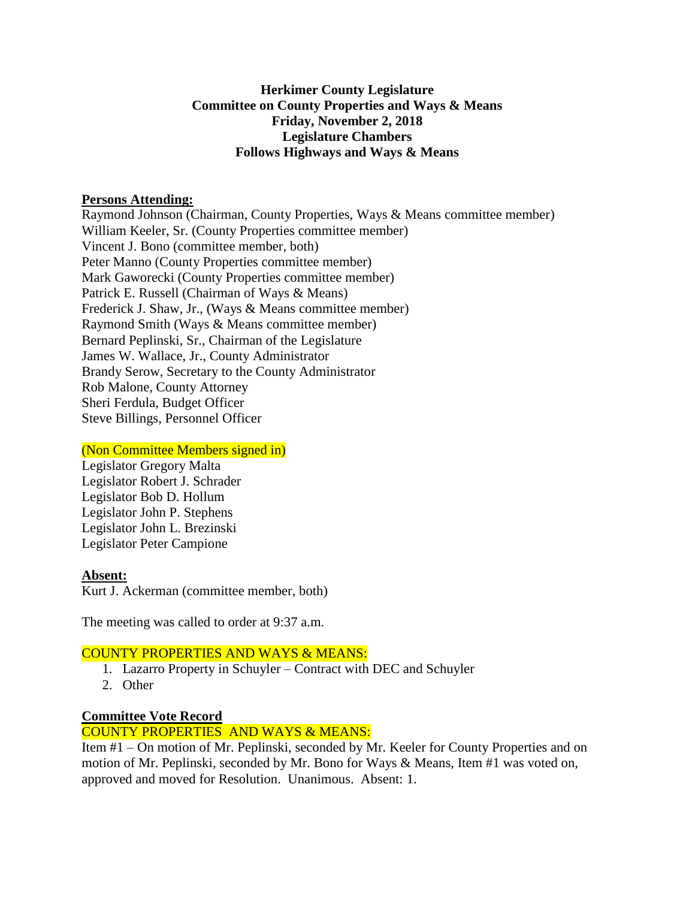**Herkimer County Legislature**
**Committee on County Properties and Ways & Means**
**Friday, November 2, 2018**
**Legislature Chambers**
**Follows Highways and Ways & Means**

**Persons Attending:**

Raymond Johnson (Chairman, County Properties, Ways & Means committee member)
William Keeler, Sr. (County Properties committee member)
Vincent J. Bono (committee member, both)
Peter Manno (County Properties committee member)
Mark Gaworecki (County Properties committee member)
Patrick E. Russell (Chairman of Ways & Means)
Frederick J. Shaw, Jr., (Ways & Means committee member)
Raymond Smith (Ways & Means committee member)
Bernard Peplinski, Sr., Chairman of the Legislature
James W. Wallace, Jr., County Administrator
Brandy Serow, Secretary to the County Administrator
Rob Malone, County Attorney
Sheri Ferdula, Budget Officer
Steve Billings, Personnel Officer

(Non Committee Members signed in)

Legislator Gregory Malta
Legislator Robert J. Schrader
Legislator Bob D. Hollum
Legislator John P. Stephens
Legislator John L. Brezinski
Legislator Peter Campione

**Absent:**

Kurt J. Ackerman (committee member, both)

The meeting was called to order at 9:37 a.m.

COUNTY PROPERTIES AND WAYS & MEANS:

1. Lazarro Property in Schuyler – Contract with DEC and Schuyler
2. Other

**Committee Vote Record**

COUNTY PROPERTIES AND WAYS & MEANS:

Item #1 – On motion of Mr. Peplinski, seconded by Mr. Keeler for County Properties and on motion of Mr. Peplinski, seconded by Mr. Bono for Ways & Means, Item #1 was voted on, approved and moved for Resolution. Unanimous. Absent: 1.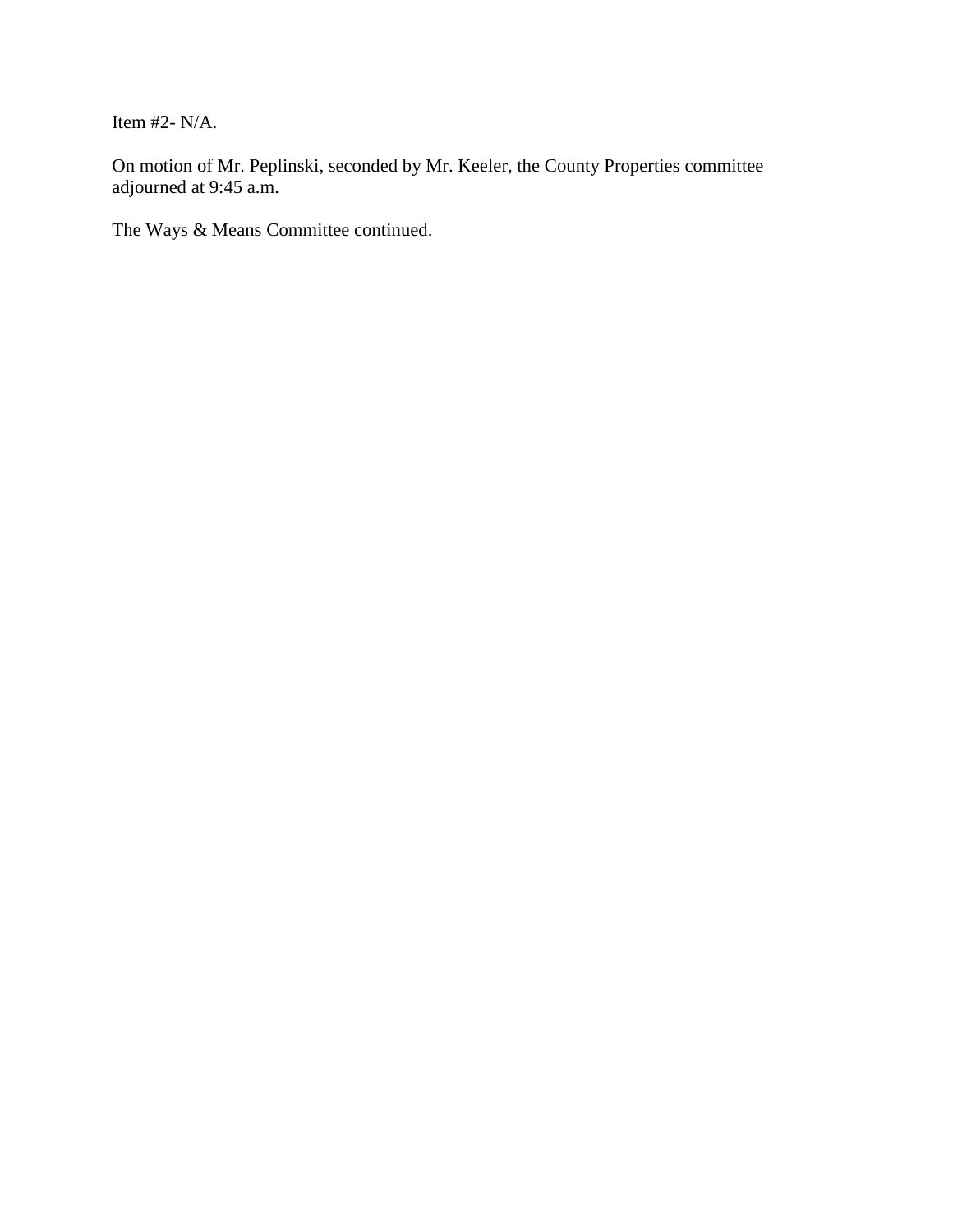Item #2- N/A.

On motion of Mr. Peplinski, seconded by Mr. Keeler, the County Properties committee adjourned at 9:45 a.m.

The Ways & Means Committee continued.